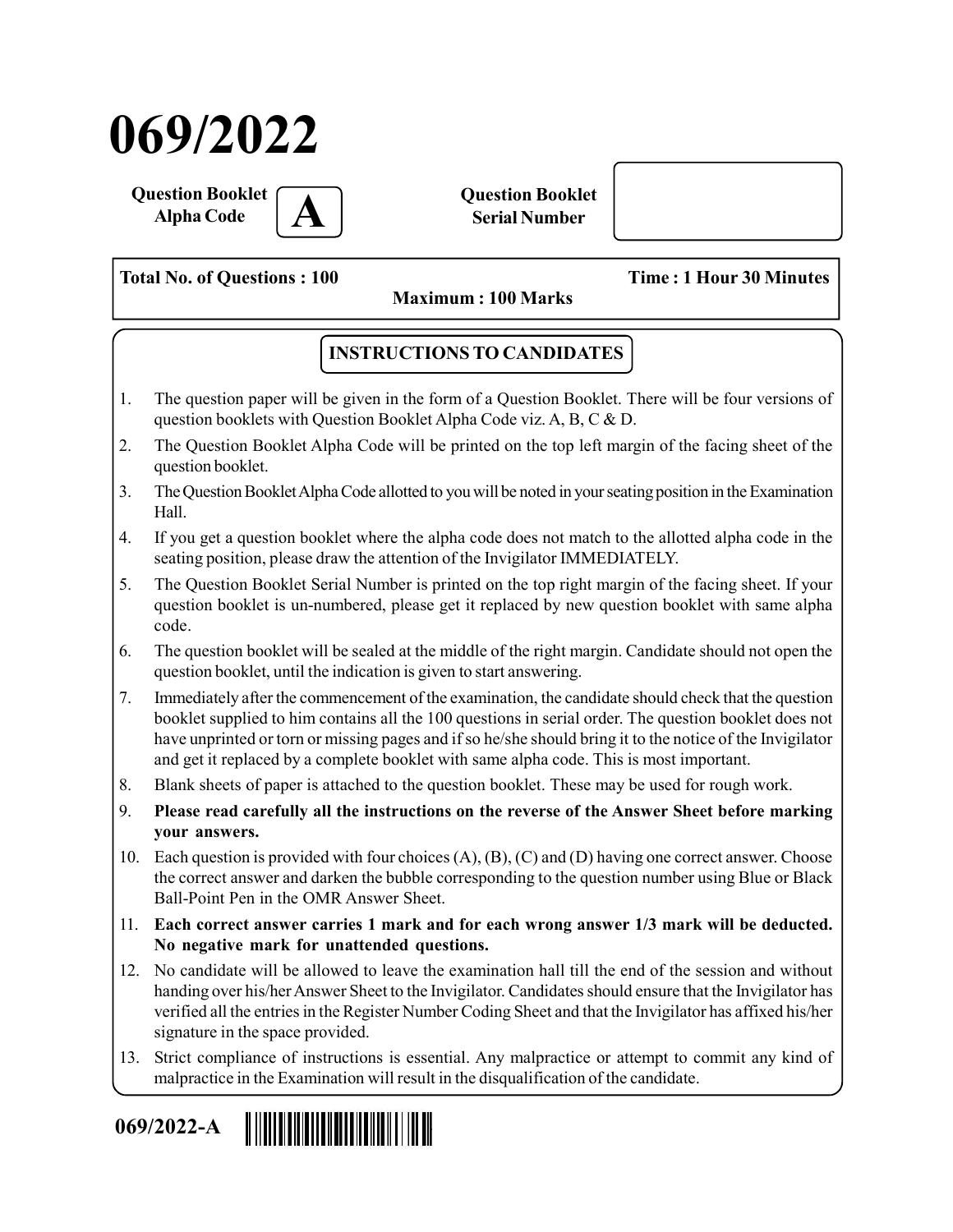# 069/2022

**Question Booklet Alpha Code** **A**

**Question Booklet Serial Number**

**Total No. of Questions : 100** **Time : 1 Hour 30 Minutes**

**Maximum : 100 Marks**

## INSTRUCTIONS TO CANDIDATES

1. The question paper will be given in the form of a Question Booklet. There will be four versions of question booklets with Question Booklet Alpha Code viz. A, B, C & D.
2. The Question Booklet Alpha Code will be printed on the top left margin of the facing sheet of the question booklet.
3. The Question Booklet Alpha Code allotted to you will be noted in your seating position in the Examination Hall.
4. If you get a question booklet where the alpha code does not match to the allotted alpha code in the seating position, please draw the attention of the Invigilator IMMEDIATELY.
5. The Question Booklet Serial Number is printed on the top right margin of the facing sheet. If your question booklet is un-numbered, please get it replaced by new question booklet with same alpha code.
6. The question booklet will be sealed at the middle of the right margin. Candidate should not open the question booklet, until the indication is given to start answering.
7. Immediately after the commencement of the examination, the candidate should check that the question booklet supplied to him contains all the 100 questions in serial order. The question booklet does not have unprinted or torn or missing pages and if so he/she should bring it to the notice of the Invigilator and get it replaced by a complete booklet with same alpha code. This is most important.
8. Blank sheets of paper is attached to the question booklet. These may be used for rough work.
9. **Please read carefully all the instructions on the reverse of the Answer Sheet before marking your answers.**
10. Each question is provided with four choices (A), (B), (C) and (D) having one correct answer. Choose the correct answer and darken the bubble corresponding to the question number using Blue or Black Ball-Point Pen in the OMR Answer Sheet.
11. **Each correct answer carries 1 mark and for each wrong answer 1/3 mark will be deducted. No negative mark for unattended questions.**
12. No candidate will be allowed to leave the examination hall till the end of the session and without handing over his/her Answer Sheet to the Invigilator. Candidates should ensure that the Invigilator has verified all the entries in the Register Number Coding Sheet and that the Invigilator has affixed his/her signature in the space provided.
13. Strict compliance of instructions is essential. Any malpractice or attempt to commit any kind of malpractice in the Examination will result in the disqualification of the candidate.

**069/2022-A**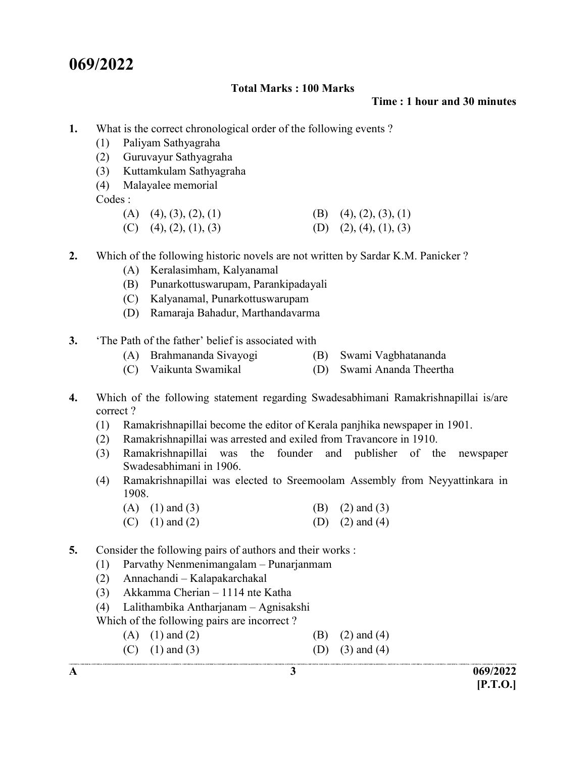# 069/2022

**Total Marks : 100 Marks**

**Time : 1 hour and 30 minutes**

**1.** What is the correct chronological order of the following events ?

(1) Paliyam Sathyagraha
(2) Guruvayur Sathyagraha
(3) Kuttamkulam Sathyagraha
(4) Malayalee memorial

Codes :

(A) (4), (3), (2), (1)
(B) (4), (2), (3), (1)
(C) (4), (2), (1), (3)
(D) (2), (4), (1), (3)

**2.** Which of the following historic novels are not written by Sardar K.M. Panicker ?

(A) Keralasimham, Kalyanamal
(B) Punarkottuswarupam, Parankipadayali
(C) Kalyanamal, Punarkottuswarupam
(D) Ramaraja Bahadur, Marthandavarma

**3.** 'The Path of the father' belief is associated with

(A) Brahmananda Sivayogi
(B) Swami Vagbhatananda
(C) Vaikunta Swamikal
(D) Swami Ananda Theertha

**4.** Which of the following statement regarding Swadesabhimani Ramakrishnapillai is/are correct ?

(1) Ramakrishnapillai become the editor of Kerala panjhika newspaper in 1901.
(2) Ramakrishnapillai was arrested and exiled from Travancore in 1910.
(3) Ramakrishnapillai was the founder and publisher of the newspaper Swadesabhimani in 1906.
(4) Ramakrishnapillai was elected to Sreemoolam Assembly from Neyyattinkara in 1908.

(A) (1) and (3)
(B) (2) and (3)
(C) (1) and (2)
(D) (2) and (4)

**5.** Consider the following pairs of authors and their works :

(1) Parvathy Nenmenimangalam – Punarjanmam
(2) Annachandi – Kalapakarchakal
(3) Akkamma Cherian – 1114 nte Katha
(4) Lalithambika Antharjanam – Agnisakshi

Which of the following pairs are incorrect ?

(A) (1) and (2)
(B) (2) and (4)
(C) (1) and (3)
(D) (3) and (4)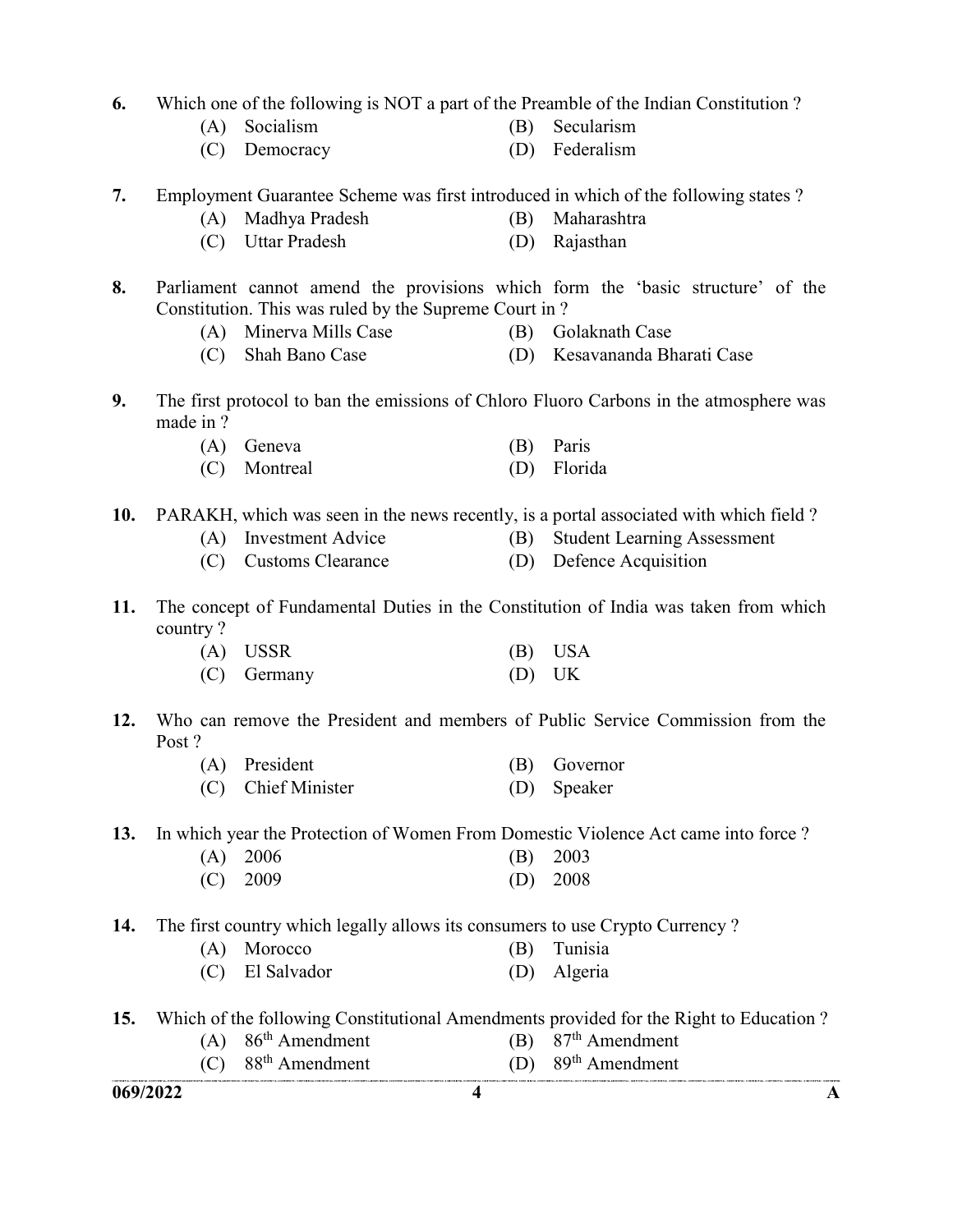6. Which one of the following is NOT a part of the Preamble of the Indian Constitution ?
   - (A) Socialism
   - (B) Secularism
   - (C) Democracy
   - (D) Federalism

7. Employment Guarantee Scheme was first introduced in which of the following states ?
   - (A) Madhya Pradesh
   - (B) Maharashtra
   - (C) Uttar Pradesh
   - (D) Rajasthan

8. Parliament cannot amend the provisions which form the 'basic structure' of the Constitution. This was ruled by the Supreme Court in ?
   - (A) Minerva Mills Case
   - (B) Golaknath Case
   - (C) Shah Bano Case
   - (D) Kesavananda Bharati Case

9. The first protocol to ban the emissions of Chloro Fluoro Carbons in the atmosphere was made in ?
   - (A) Geneva
   - (B) Paris
   - (C) Montreal
   - (D) Florida

10. PARAKH, which was seen in the news recently, is a portal associated with which field ?
    - (A) Investment Advice
    - (B) Student Learning Assessment
    - (C) Customs Clearance
    - (D) Defence Acquisition

11. The concept of Fundamental Duties in the Constitution of India was taken from which country ?
    - (A) USSR
    - (B) USA
    - (C) Germany
    - (D) UK

12. Who can remove the President and members of Public Service Commission from the Post ?
    - (A) President
    - (B) Governor
    - (C) Chief Minister
    - (D) Speaker

13. In which year the Protection of Women From Domestic Violence Act came into force ?
    - (A) 2006
    - (B) 2003
    - (C) 2009
    - (D) 2008

14. The first country which legally allows its consumers to use Crypto Currency ?
    - (A) Morocco
    - (B) Tunisia
    - (C) El Salvador
    - (D) Algeria

15. Which of the following Constitutional Amendments provided for the Right to Education ?
    - (A) 86th Amendment
    - (B) 87th Amendment
    - (C) 88th Amendment
    - (D) 89th Amendment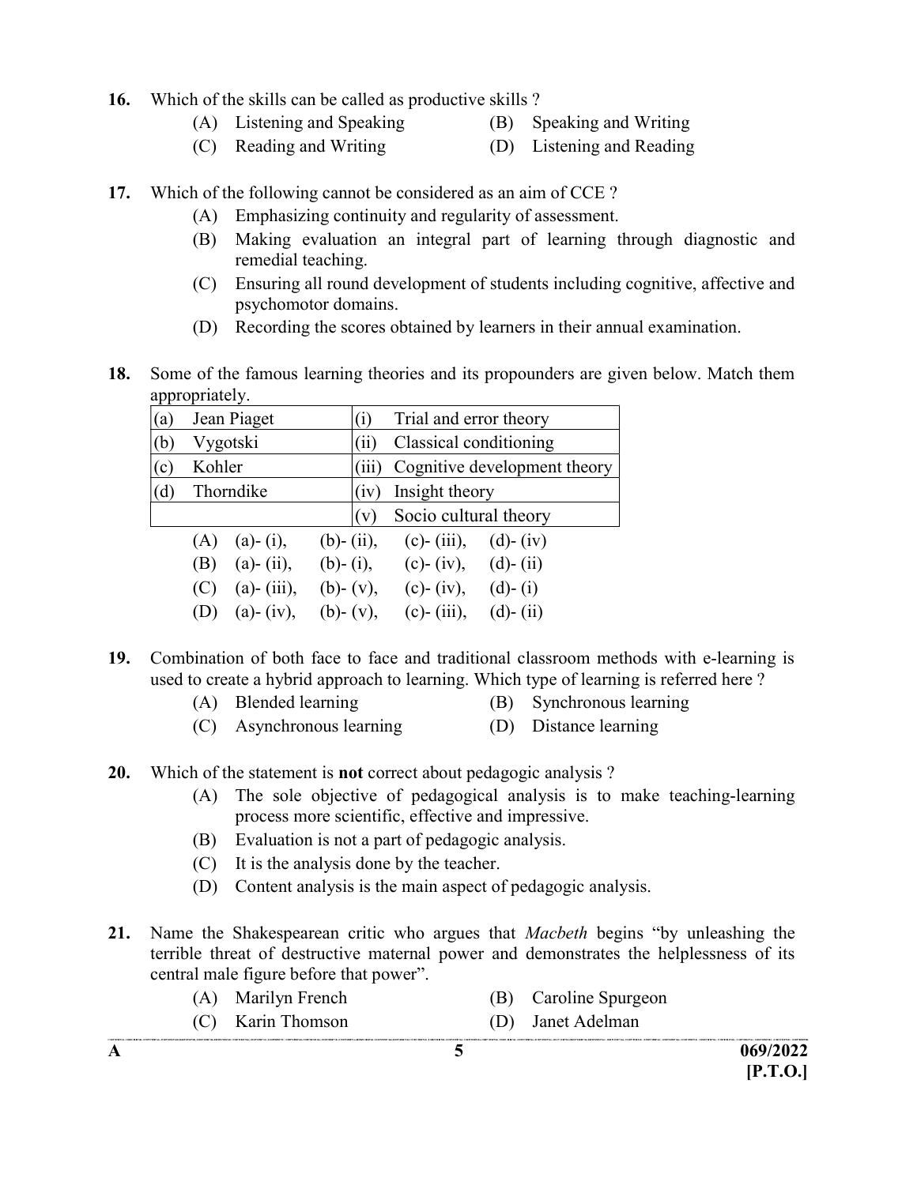16. Which of the skills can be called as productive skills ?

    (A) Listening and Speaking
    (B) Speaking and Writing
    (C) Reading and Writing
    (D) Listening and Reading

17. Which of the following cannot be considered as an aim of CCE ?

    (A) Emphasizing continuity and regularity of assessment.
    (B) Making evaluation an integral part of learning through diagnostic and remedial teaching.
    (C) Ensuring all round development of students including cognitive, affective and psychomotor domains.
    (D) Recording the scores obtained by learners in their annual examination.

18. Some of the famous learning theories and its propounders are given below. Match them appropriately.

| | | | |
|---|---|---|---|
| (a) | Jean Piaget | (i) | Trial and error theory |
| (b) | Vygotski | (ii) | Classical conditioning |
| (c) | Kohler | (iii) | Cognitive development theory |
| (d) | Thorndike | (iv) | Insight theory |
| | | (v) | Socio cultural theory |

    (A) (a)- (i), (b)- (ii), (c)- (iii), (d)- (iv)
    (B) (a)- (ii), (b)- (i), (c)- (iv), (d)- (ii)
    (C) (a)- (iii), (b)- (v), (c)- (iv), (d)- (i)
    (D) (a)- (iv), (b)- (v), (c)- (iii), (d)- (ii)

19. Combination of both face to face and traditional classroom methods with e-learning is used to create a hybrid approach to learning. Which type of learning is referred here ?

    (A) Blended learning
    (B) Synchronous learning
    (C) Asynchronous learning
    (D) Distance learning

20. Which of the statement is **not** correct about pedagogic analysis ?

    (A) The sole objective of pedagogical analysis is to make teaching-learning process more scientific, effective and impressive.
    (B) Evaluation is not a part of pedagogic analysis.
    (C) It is the analysis done by the teacher.
    (D) Content analysis is the main aspect of pedagogic analysis.

21. Name the Shakespearean critic who argues that *Macbeth* begins "by unleashing the terrible threat of destructive maternal power and demonstrates the helplessness of its central male figure before that power".

    (A) Marilyn French
    (B) Caroline Spurgeon
    (C) Karin Thomson
    (D) Janet Adelman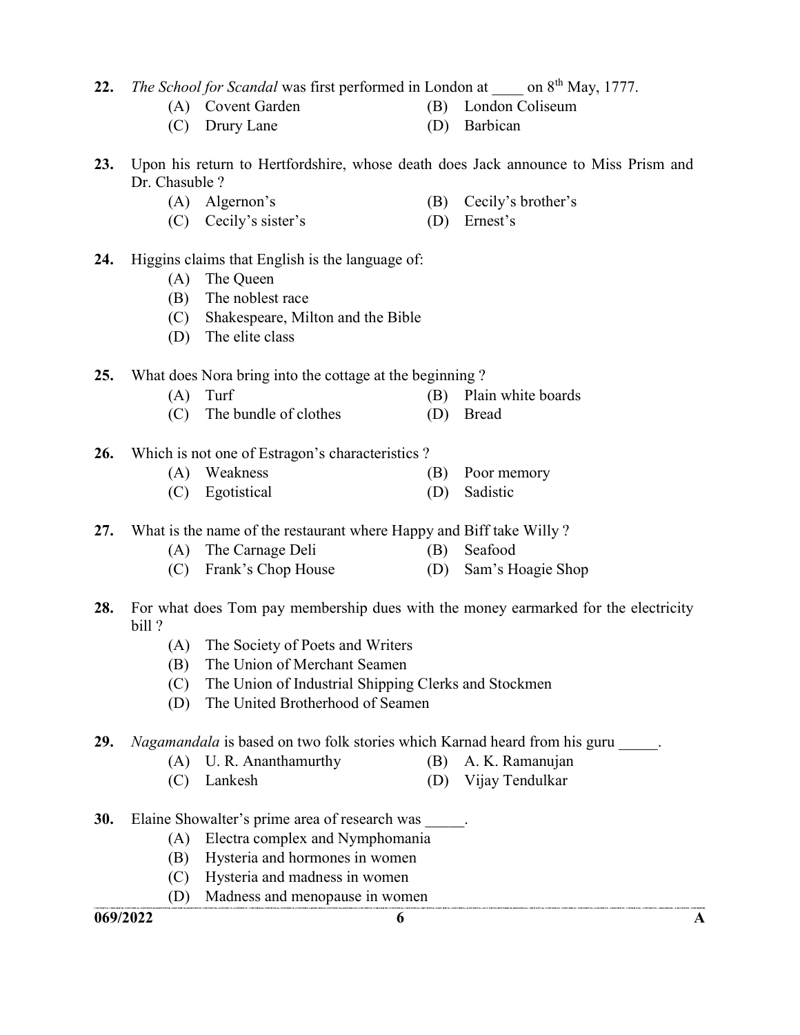**22.** *The School for Scandal* was first performed in London at ____ on 8th May, 1777.

(A) Covent Garden
(B) London Coliseum
(C) Drury Lane
(D) Barbican

**23.** Upon his return to Hertfordshire, whose death does Jack announce to Miss Prism and Dr. Chasuble ?

(A) Algernon's
(B) Cecily's brother's
(C) Cecily's sister's
(D) Ernest's

**24.** Higgins claims that English is the language of:

(A) The Queen
(B) The noblest race
(C) Shakespeare, Milton and the Bible
(D) The elite class

**25.** What does Nora bring into the cottage at the beginning ?

(A) Turf
(B) Plain white boards
(C) The bundle of clothes
(D) Bread

**26.** Which is not one of Estragon's characteristics ?

(A) Weakness
(B) Poor memory
(C) Egotistical
(D) Sadistic

**27.** What is the name of the restaurant where Happy and Biff take Willy ?

(A) The Carnage Deli
(B) Seafood
(C) Frank's Chop House
(D) Sam's Hoagie Shop

**28.** For what does Tom pay membership dues with the money earmarked for the electricity bill ?

(A) The Society of Poets and Writers
(B) The Union of Merchant Seamen
(C) The Union of Industrial Shipping Clerks and Stockmen
(D) The United Brotherhood of Seamen

**29.** *Nagamandala* is based on two folk stories which Karnad heard from his guru _____.

(A) U. R. Ananthamurthy
(B) A. K. Ramanujan
(C) Lankesh
(D) Vijay Tendulkar

**30.** Elaine Showalter's prime area of research was _____.

(A) Electra complex and Nymphomania
(B) Hysteria and hormones in women
(C) Hysteria and madness in women
(D) Madness and menopause in women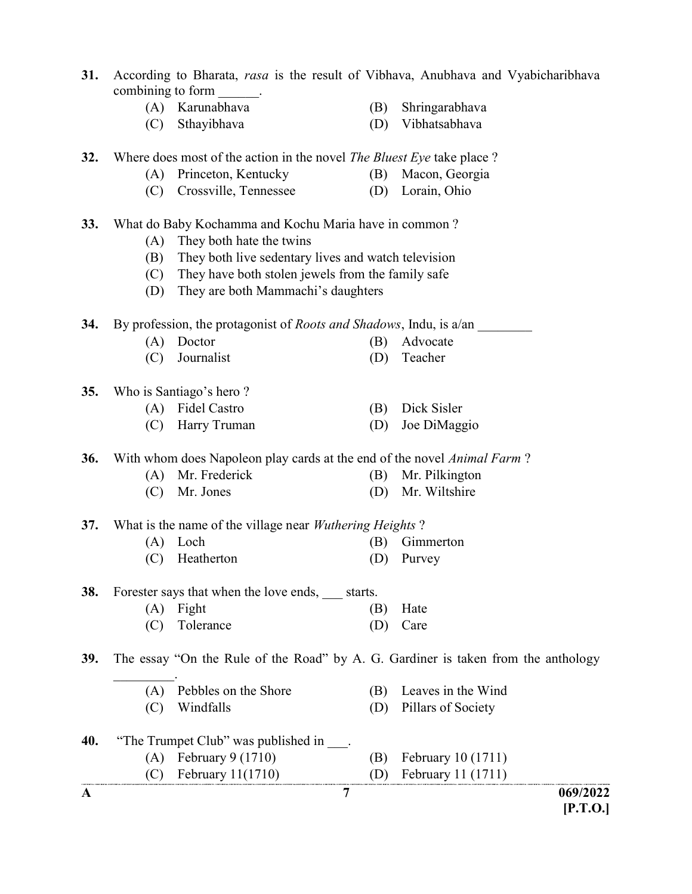**31.** According to Bharata, *rasa* is the result of Vibhava, Anubhava and Vyabicharibhava combining to form ______.

(A) Karunabhava
(B) Shringarabhava
(C) Sthayibhava
(D) Vibhatsabhava

**32.** Where does most of the action in the novel *The Bluest Eye* take place ?

(A) Princeton, Kentucky
(B) Macon, Georgia
(C) Crossville, Tennessee
(D) Lorain, Ohio

**33.** What do Baby Kochamma and Kochu Maria have in common ?

(A) They both hate the twins
(B) They both live sedentary lives and watch television
(C) They have both stolen jewels from the family safe
(D) They are both Mammachi's daughters

**34.** By profession, the protagonist of *Roots and Shadows*, Indu, is a/an ________

(A) Doctor
(B) Advocate
(C) Journalist
(D) Teacher

**35.** Who is Santiago's hero ?

(A) Fidel Castro
(B) Dick Sisler
(C) Harry Truman
(D) Joe DiMaggio

**36.** With whom does Napoleon play cards at the end of the novel *Animal Farm* ?

(A) Mr. Frederick
(B) Mr. Pilkington
(C) Mr. Jones
(D) Mr. Wiltshire

**37.** What is the name of the village near *Wuthering Heights* ?

(A) Loch
(B) Gimmerton
(C) Heatherton
(D) Purvey

**38.** Forester says that when the love ends, ___ starts.

(A) Fight
(B) Hate
(C) Tolerance
(D) Care

**39.** The essay "On the Rule of the Road" by A. G. Gardiner is taken from the anthology _________.

(A) Pebbles on the Shore
(B) Leaves in the Wind
(C) Windfalls
(D) Pillars of Society

**40.** "The Trumpet Club" was published in ___.

(A) February 9 (1710)
(B) February 10 (1711)
(C) February 11(1710)
(D) February 11 (1711)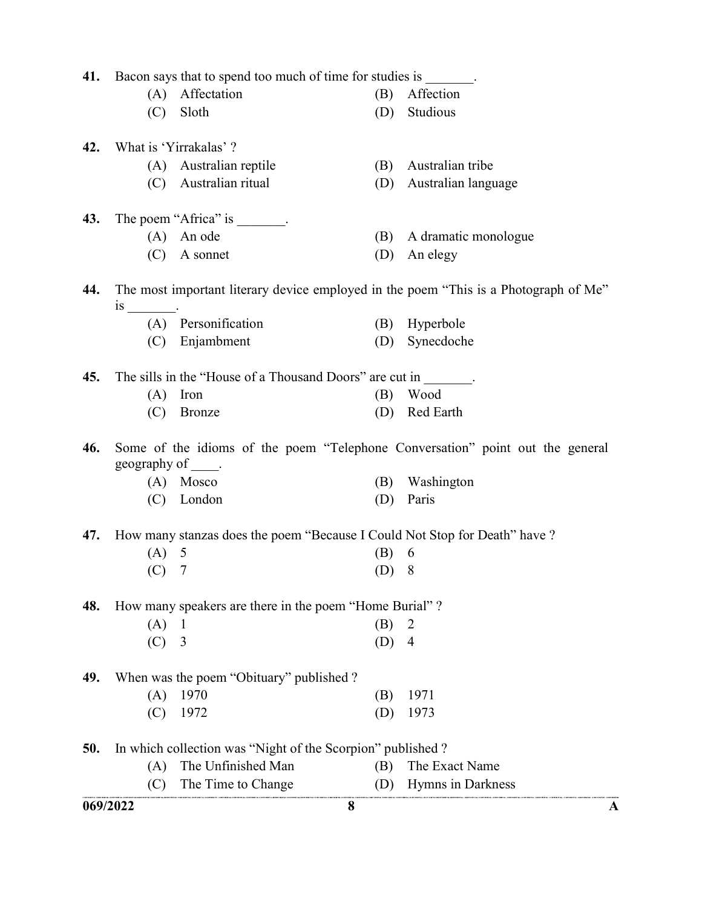41. Bacon says that to spend too much of time for studies is _______.

    (A) Affectation  (B) Affection
    (C) Sloth  (D) Studious

42. What is 'Yirrakalas' ?

    (A) Australian reptile  (B) Australian tribe
    (C) Australian ritual  (D) Australian language

43. The poem "Africa" is _______.

    (A) An ode  (B) A dramatic monologue
    (C) A sonnet  (D) An elegy

44. The most important literary device employed in the poem "This is a Photograph of Me" is _______.

    (A) Personification  (B) Hyperbole
    (C) Enjambment  (D) Synecdoche

45. The sills in the "House of a Thousand Doors" are cut in _______.

    (A) Iron  (B) Wood
    (C) Bronze  (D) Red Earth

46. Some of the idioms of the poem "Telephone Conversation" point out the general geography of ____.

    (A) Mosco  (B) Washington
    (C) London  (D) Paris

47. How many stanzas does the poem "Because I Could Not Stop for Death" have ?

    (A) 5  (B) 6
    (C) 7  (D) 8

48. How many speakers are there in the poem "Home Burial" ?

    (A) 1  (B) 2
    (C) 3  (D) 4

49. When was the poem "Obituary" published ?

    (A) 1970  (B) 1971
    (C) 1972  (D) 1973

50. In which collection was "Night of the Scorpion" published ?

    (A) The Unfinished Man  (B) The Exact Name
    (C) The Time to Change  (D) Hymns in Darkness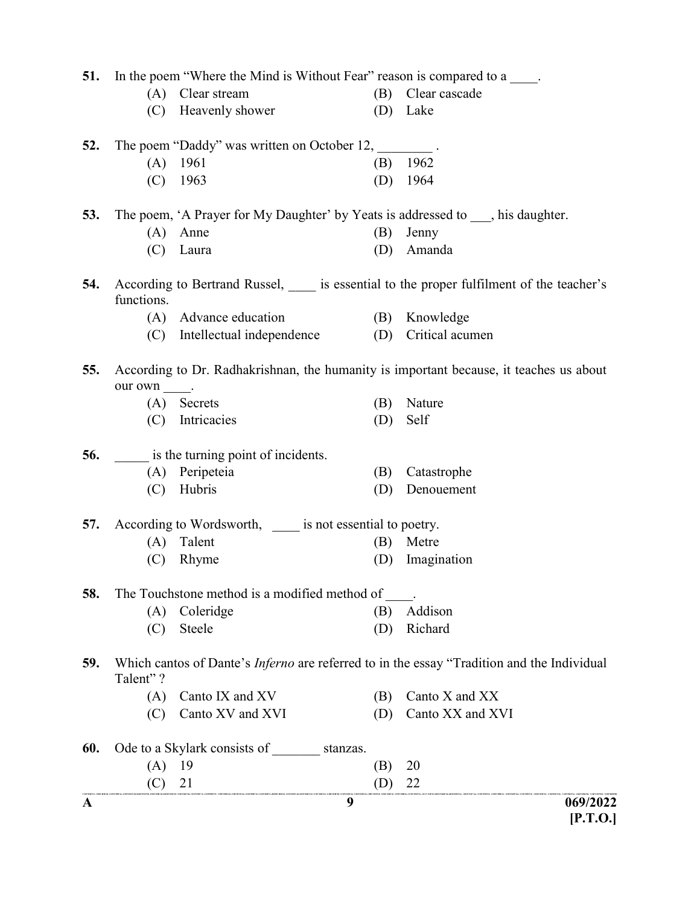51. In the poem "Where the Mind is Without Fear" reason is compared to a ____.

(A) Clear stream
(B) Clear cascade
(C) Heavenly shower
(D) Lake

52. The poem "Daddy" was written on October 12, ________ .

(A) 1961
(B) 1962
(C) 1963
(D) 1964

53. The poem, 'A Prayer for My Daughter' by Yeats is addressed to ___, his daughter.

(A) Anne
(B) Jenny
(C) Laura
(D) Amanda

54. According to Bertrand Russel, ____ is essential to the proper fulfilment of the teacher's functions.

(A) Advance education
(B) Knowledge
(C) Intellectual independence
(D) Critical acumen

55. According to Dr. Radhakrishnan, the humanity is important because, it teaches us about our own ____.

(A) Secrets
(B) Nature
(C) Intricacies
(D) Self

56. _____ is the turning point of incidents.

(A) Peripeteia
(B) Catastrophe
(C) Hubris
(D) Denouement

57. According to Wordsworth, ____ is not essential to poetry.

(A) Talent
(B) Metre
(C) Rhyme
(D) Imagination

58. The Touchstone method is a modified method of ____.

(A) Coleridge
(B) Addison
(C) Steele
(D) Richard

59. Which cantos of Dante's *Inferno* are referred to in the essay "Tradition and the Individual Talent" ?

(A) Canto IX and XV
(B) Canto X and XX
(C) Canto XV and XVI
(D) Canto XX and XVI

60. Ode to a Skylark consists of _______ stanzas.

(A) 19
(B) 20
(C) 21
(D) 22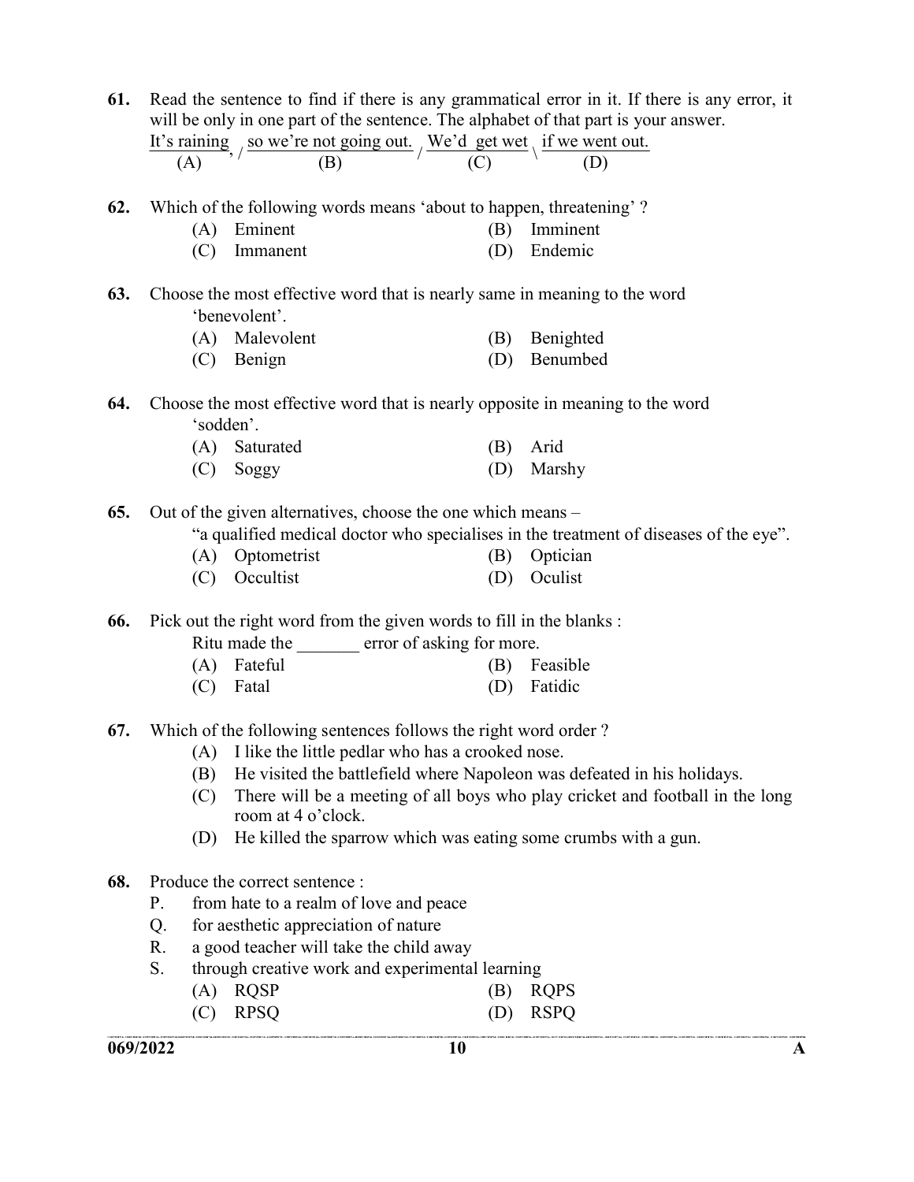61. Read the sentence to find if there is any grammatical error in it. If there is any error, it will be only in one part of the sentence. The alphabet of that part is your answer.

It's raining (A), / so we're not going out. (B) / We'd get wet (C) \ if we went out. (D)

62. Which of the following words means 'about to happen, threatening' ?

   (A) Eminent  
   (B) Imminent  
   (C) Immanent  
   (D) Endemic

63. Choose the most effective word that is nearly same in meaning to the word 'benevolent'.

   (A) Malevolent  
   (B) Benighted  
   (C) Benign  
   (D) Benumbed

64. Choose the most effective word that is nearly opposite in meaning to the word 'sodden'.

   (A) Saturated  
   (B) Arid  
   (C) Soggy  
   (D) Marshy

65. Out of the given alternatives, choose the one which means – "a qualified medical doctor who specialises in the treatment of diseases of the eye".

   (A) Optometrist  
   (B) Optician  
   (C) Occultist  
   (D) Oculist

66. Pick out the right word from the given words to fill in the blanks :

   Ritu made the _______ error of asking for more.

   (A) Fateful  
   (B) Feasible  
   (C) Fatal  
   (D) Fatidic

67. Which of the following sentences follows the right word order ?

   (A) I like the little pedlar who has a crooked nose.  
   (B) He visited the battlefield where Napoleon was defeated in his holidays.  
   (C) There will be a meeting of all boys who play cricket and football in the long room at 4 o'clock.  
   (D) He killed the sparrow which was eating some crumbs with a gun.

68. Produce the correct sentence :

   P. from hate to a realm of love and peace  
   Q. for aesthetic appreciation of nature  
   R. a good teacher will take the child away  
   S. through creative work and experimental learning

   (A) RQSP  
   (B) RQPS  
   (C) RPSQ  
   (D) RSPQ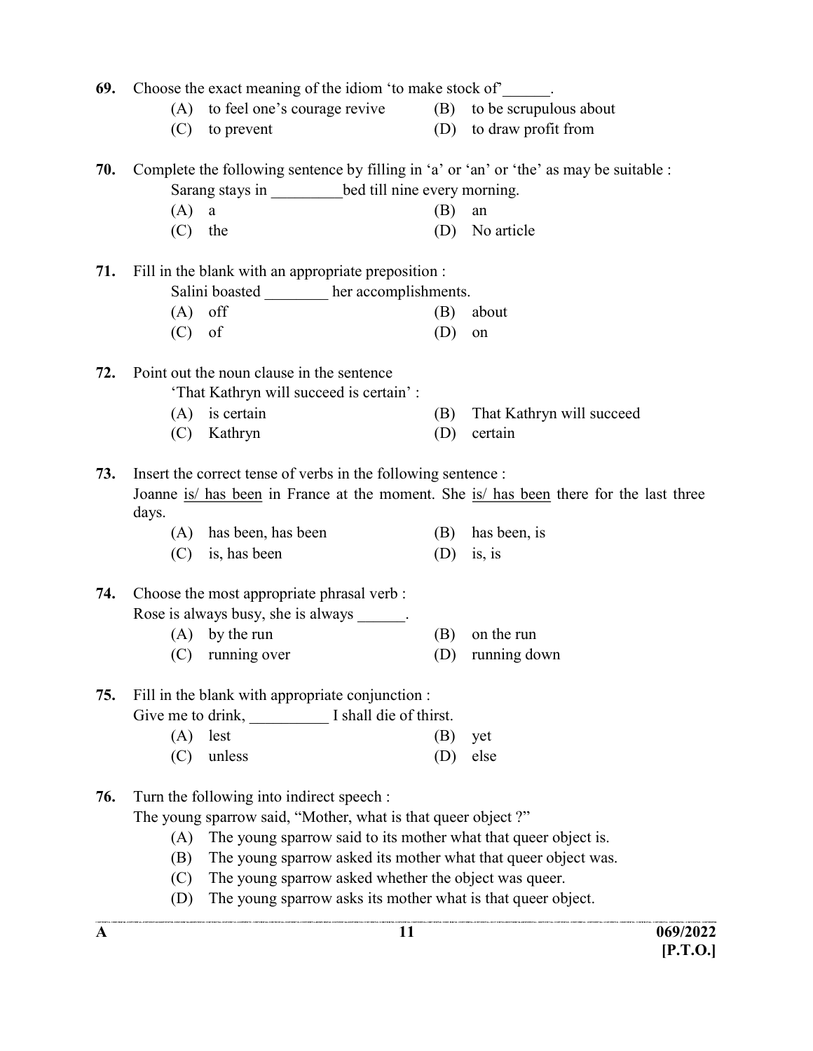**69.** Choose the exact meaning of the idiom 'to make stock of'______.

(A) to feel one's courage revive (B) to be scrupulous about

(C) to prevent (D) to draw profit from

**70.** Complete the following sentence by filling in 'a' or 'an' or 'the' as may be suitable :

Sarang stays in _________bed till nine every morning.

(A) a (B) an

(C) the (D) No article

**71.** Fill in the blank with an appropriate preposition :

Salini boasted ________ her accomplishments.

(A) off (B) about

(C) of (D) on

**72.** Point out the noun clause in the sentence

'That Kathryn will succeed is certain' :

(A) is certain (B) That Kathryn will succeed

(C) Kathryn (D) certain

**73.** Insert the correct tense of verbs in the following sentence :

Joanne is/ has been in France at the moment. She is/ has been there for the last three days.

(A) has been, has been (B) has been, is

(C) is, has been (D) is, is

**74.** Choose the most appropriate phrasal verb :

Rose is always busy, she is always ______.

(A) by the run (B) on the run

(C) running over (D) running down

**75.** Fill in the blank with appropriate conjunction :

Give me to drink, __________ I shall die of thirst.

(A) lest (B) yet

(C) unless (D) else

**76.** Turn the following into indirect speech :

The young sparrow said, "Mother, what is that queer object ?"

(A) The young sparrow said to its mother what that queer object is.

(B) The young sparrow asked its mother what that queer object was.

(C) The young sparrow asked whether the object was queer.

(D) The young sparrow asks its mother what is that queer object.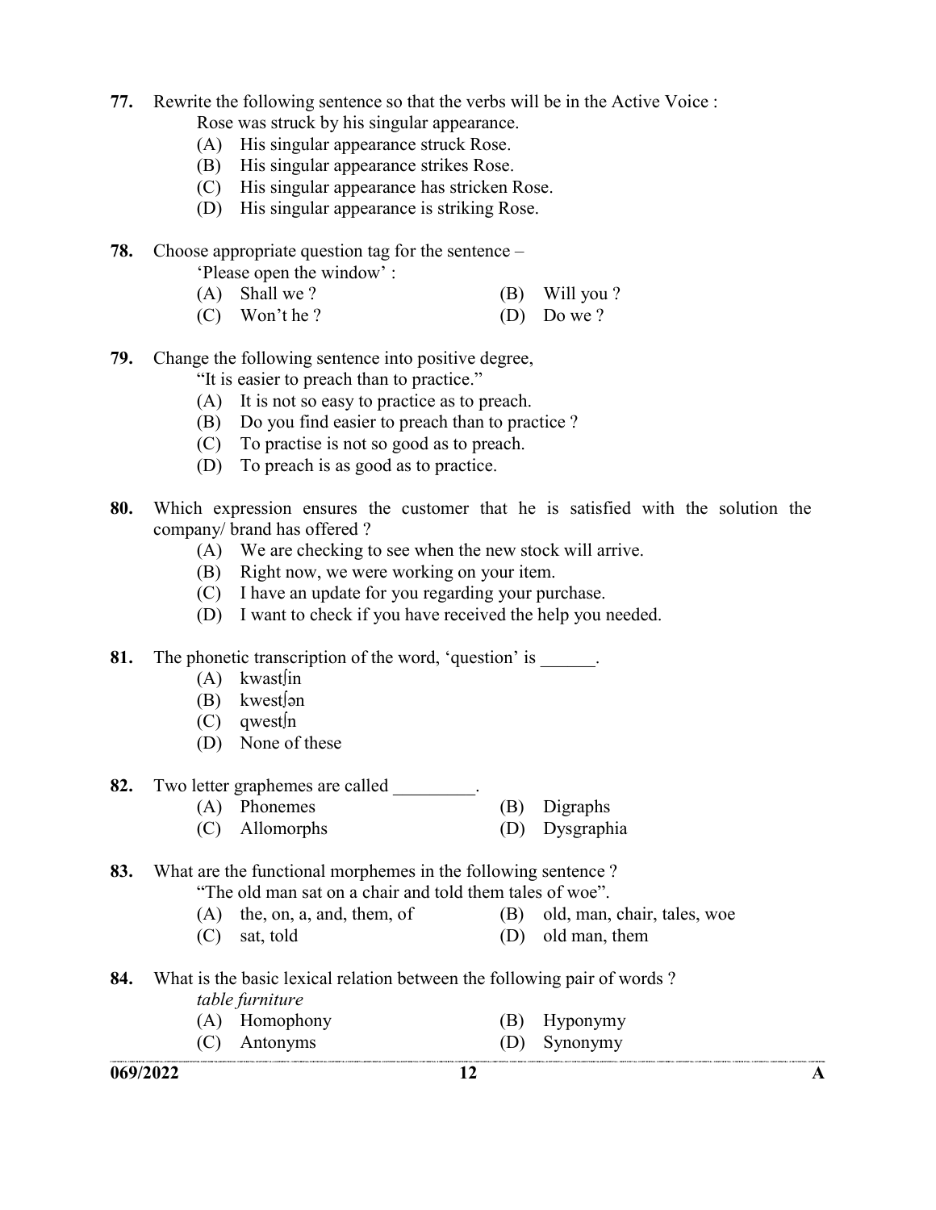**77.** Rewrite the following sentence so that the verbs will be in the Active Voice :

Rose was struck by his singular appearance.

(A) His singular appearance struck Rose.
(B) His singular appearance strikes Rose.
(C) His singular appearance has stricken Rose.
(D) His singular appearance is striking Rose.

**78.** Choose appropriate question tag for the sentence –

'Please open the window' :

(A) Shall we ?
(B) Will you ?
(C) Won't he ?
(D) Do we ?

**79.** Change the following sentence into positive degree,

"It is easier to preach than to practice."

(A) It is not so easy to practice as to preach.
(B) Do you find easier to preach than to practice ?
(C) To practise is not so good as to preach.
(D) To preach is as good as to practice.

**80.** Which expression ensures the customer that he is satisfied with the solution the company/ brand has offered ?

(A) We are checking to see when the new stock will arrive.
(B) Right now, we were working on your item.
(C) I have an update for you regarding your purchase.
(D) I want to check if you have received the help you needed.

**81.** The phonetic transcription of the word, 'question' is ______.

(A) kwastʃin
(B) kwestʃən
(C) qwestʃn
(D) None of these

**82.** Two letter graphemes are called _________.

(A) Phonemes
(B) Digraphs
(C) Allomorphs
(D) Dysgraphia

**83.** What are the functional morphemes in the following sentence ?

"The old man sat on a chair and told them tales of woe".

(A) the, on, a, and, them, of
(B) old, man, chair, tales, woe
(C) sat, told
(D) old man, them

**84.** What is the basic lexical relation between the following pair of words ?

*table furniture*

(A) Homophony
(B) Hyponymy
(C) Antonyms
(D) Synonymy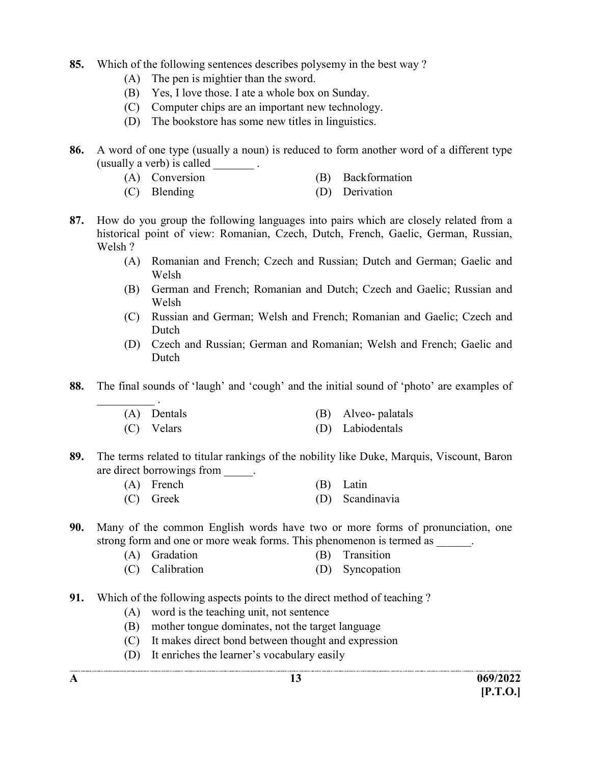85. Which of the following sentences describes polysemy in the best way ?

   (A) The pen is mightier than the sword.
   (B) Yes, I love those. I ate a whole box on Sunday.
   (C) Computer chips are an important new technology.
   (D) The bookstore has some new titles in linguistics.

86. A word of one type (usually a noun) is reduced to form another word of a different type (usually a verb) is called _______ .

   (A) Conversion
   (B) Backformation
   (C) Blending
   (D) Derivation

87. How do you group the following languages into pairs which are closely related from a historical point of view: Romanian, Czech, Dutch, French, Gaelic, German, Russian, Welsh ?

   (A) Romanian and French; Czech and Russian; Dutch and German; Gaelic and Welsh
   (B) German and French; Romanian and Dutch; Czech and Gaelic; Russian and Welsh
   (C) Russian and German; Welsh and French; Romanian and Gaelic; Czech and Dutch
   (D) Czech and Russian; German and Romanian; Welsh and French; Gaelic and Dutch

88. The final sounds of 'laugh' and 'cough' and the initial sound of 'photo' are examples of __________ .

   (A) Dentals
   (B) Alveo- palatals
   (C) Velars
   (D) Labiodentals

89. The terms related to titular rankings of the nobility like Duke, Marquis, Viscount, Baron are direct borrowings from _____.

   (A) French
   (B) Latin
   (C) Greek
   (D) Scandinavia

90. Many of the common English words have two or more forms of pronunciation, one strong form and one or more weak forms. This phenomenon is termed as ______.

   (A) Gradation
   (B) Transition
   (C) Calibration
   (D) Syncopation

91. Which of the following aspects points to the direct method of teaching ?

   (A) word is the teaching unit, not sentence
   (B) mother tongue dominates, not the target language
   (C) It makes direct bond between thought and expression
   (D) It enriches the learner's vocabulary easily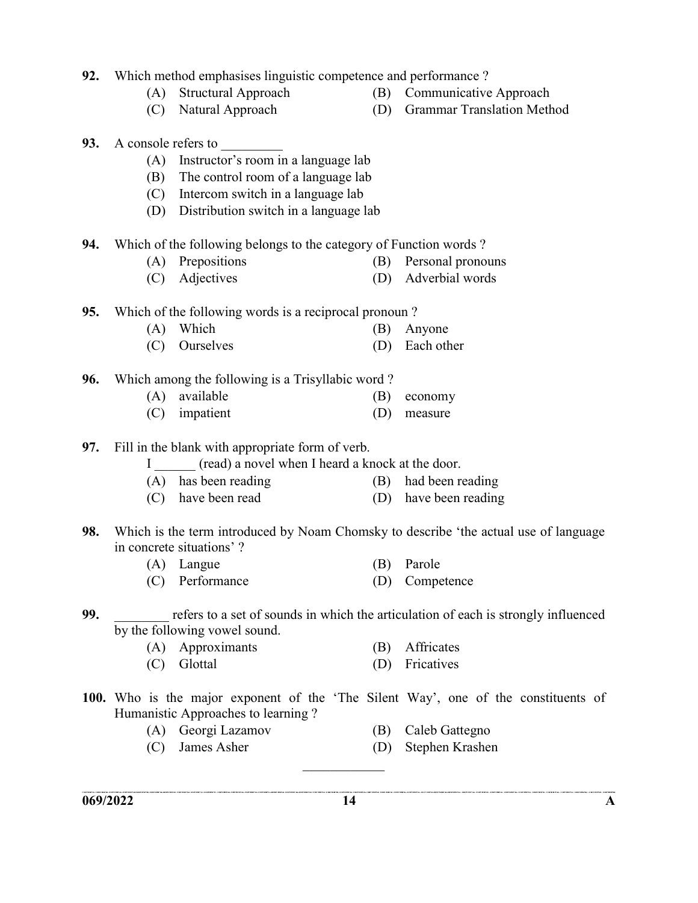**92.** Which method emphasises linguistic competence and performance ?

(A) Structural Approach
(B) Communicative Approach
(C) Natural Approach
(D) Grammar Translation Method

**93.** A console refers to _________

(A) Instructor's room in a language lab
(B) The control room of a language lab
(C) Intercom switch in a language lab
(D) Distribution switch in a language lab

**94.** Which of the following belongs to the category of Function words ?

(A) Prepositions
(B) Personal pronouns
(C) Adjectives
(D) Adverbial words

**95.** Which of the following words is a reciprocal pronoun ?

(A) Which
(B) Anyone
(C) Ourselves
(D) Each other

**96.** Which among the following is a Trisyllabic word ?

(A) available
(B) economy
(C) impatient
(D) measure

**97.** Fill in the blank with appropriate form of verb.

I ______ (read) a novel when I heard a knock at the door.

(A) has been reading
(B) had been reading
(C) have been read
(D) have been reading

**98.** Which is the term introduced by Noam Chomsky to describe 'the actual use of language in concrete situations' ?

(A) Langue
(B) Parole
(C) Performance
(D) Competence

**99.** ________ refers to a set of sounds in which the articulation of each is strongly influenced by the following vowel sound.

(A) Approximants
(B) Affricates
(C) Glottal
(D) Fricatives

**100.** Who is the major exponent of the 'The Silent Way', one of the constituents of Humanistic Approaches to learning ?

(A) Georgi Lazamov
(B) Caleb Gattegno
(C) James Asher
(D) Stephen Krashen

____________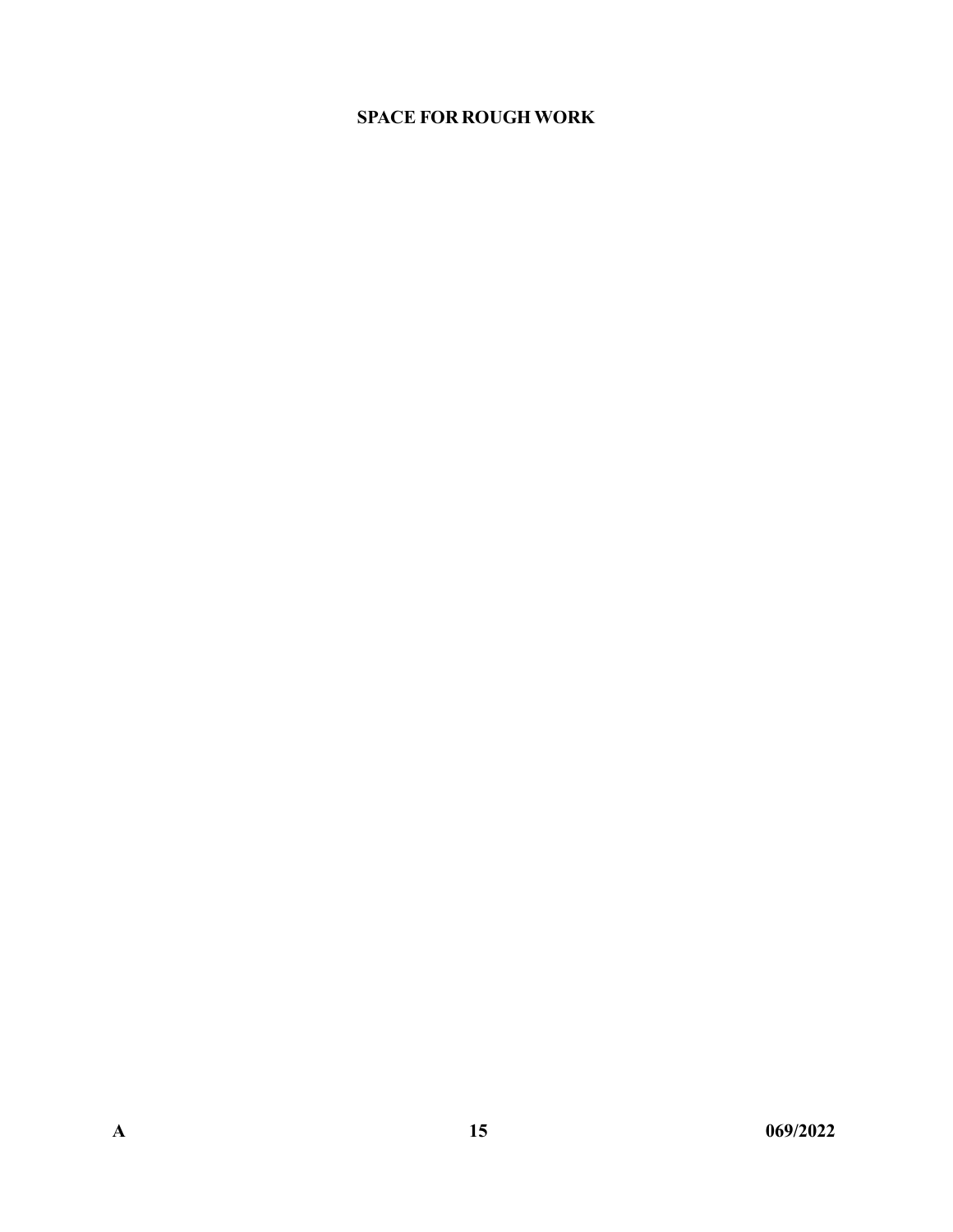**SPACE FOR ROUGH WORK**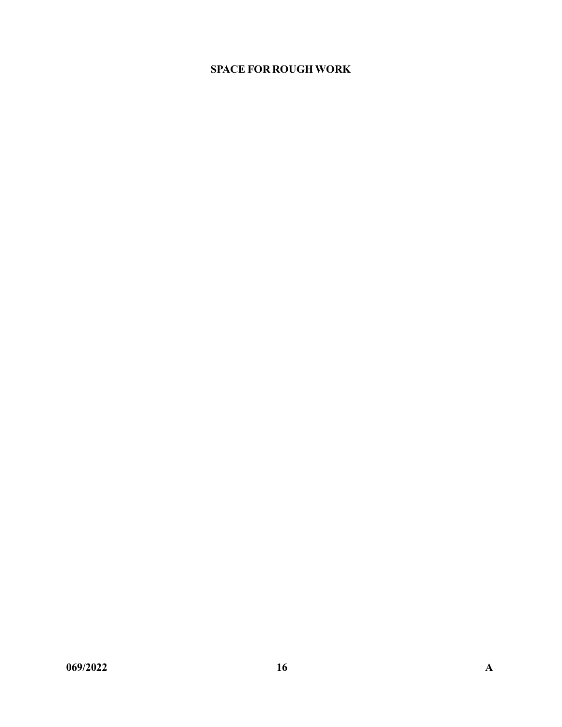**SPACE FOR ROUGH WORK**